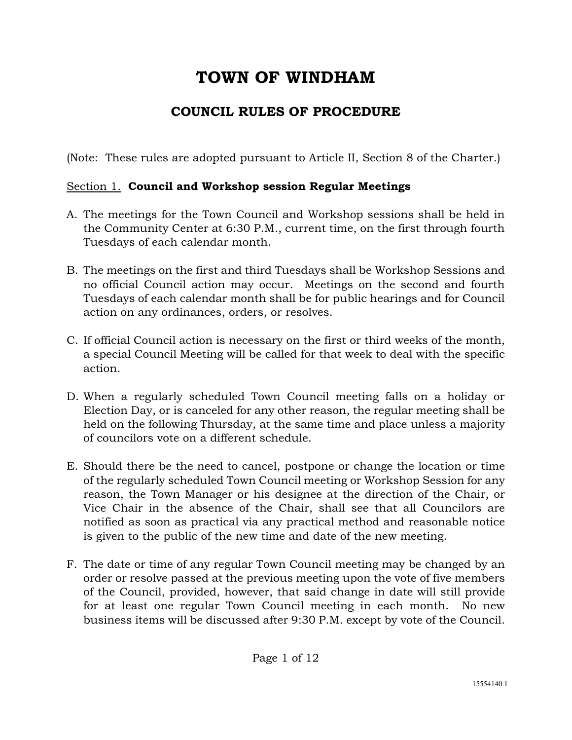# TOWN OF WINDHAM

## COUNCIL RULES OF PROCEDURE

(Note: These rules are adopted pursuant to Article II, Section 8 of the Charter.)

Section 1. **Council and Workshop session Regular Meetings**

A. The meetings for the Town Council and Workshop sessions shall be held in the Community Center at 6:30 P.M., current time, on the first through fourth Tuesdays of each calendar month.

B. The meetings on the first and third Tuesdays shall be Workshop Sessions and no official Council action may occur. Meetings on the second and fourth Tuesdays of each calendar month shall be for public hearings and for Council action on any ordinances, orders, or resolves.

C. If official Council action is necessary on the first or third weeks of the month, a special Council Meeting will be called for that week to deal with the specific action.

D. When a regularly scheduled Town Council meeting falls on a holiday or Election Day, or is canceled for any other reason, the regular meeting shall be held on the following Thursday, at the same time and place unless a majority of councilors vote on a different schedule.

E. Should there be the need to cancel, postpone or change the location or time of the regularly scheduled Town Council meeting or Workshop Session for any reason, the Town Manager or his designee at the direction of the Chair, or Vice Chair in the absence of the Chair, shall see that all Councilors are notified as soon as practical via any practical method and reasonable notice is given to the public of the new time and date of the new meeting.

F. The date or time of any regular Town Council meeting may be changed by an order or resolve passed at the previous meeting upon the vote of five members of the Council, provided, however, that said change in date will still provide for at least one regular Town Council meeting in each month. No new business items will be discussed after 9:30 P.M. except by vote of the Council.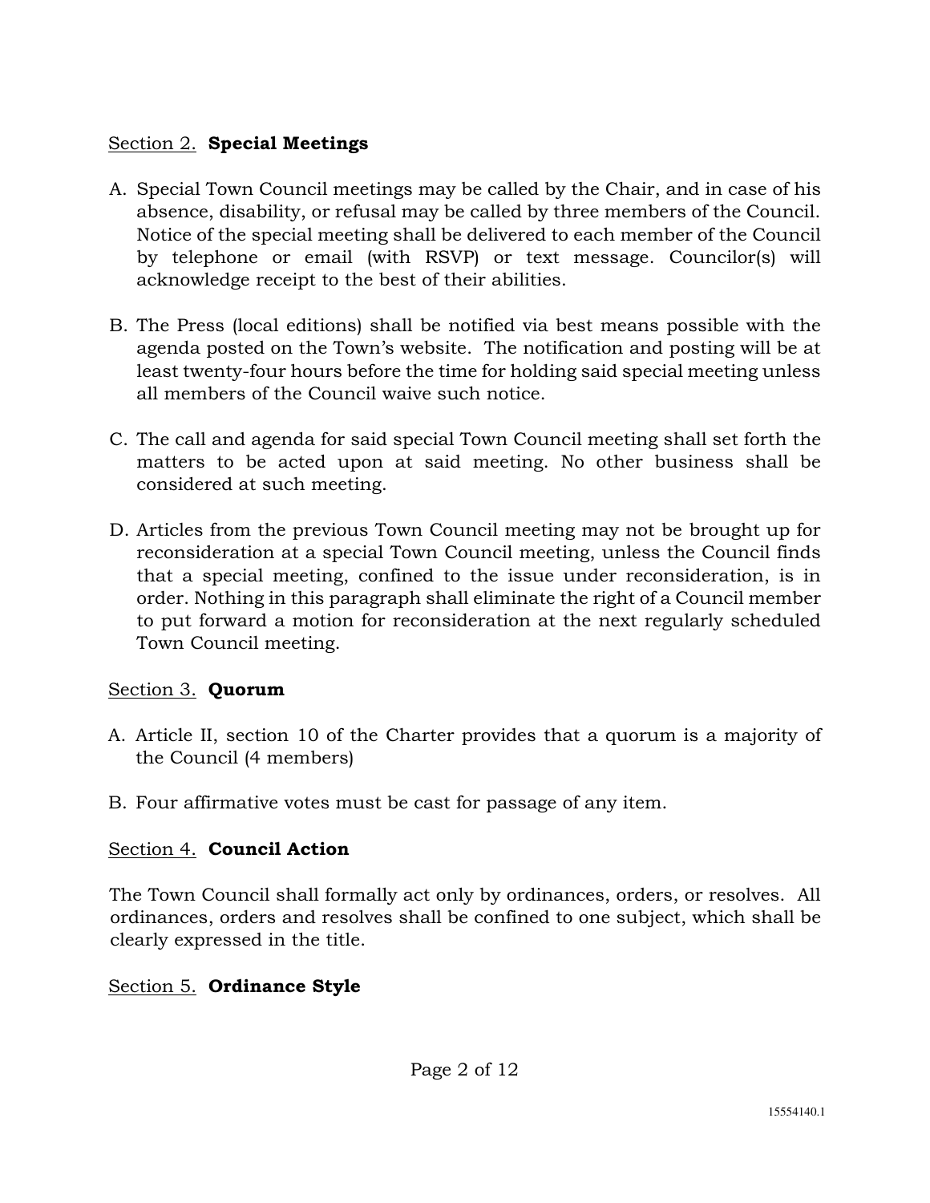Section 2. **Special Meetings**

A. Special Town Council meetings may be called by the Chair, and in case of his absence, disability, or refusal may be called by three members of the Council. Notice of the special meeting shall be delivered to each member of the Council by telephone or email (with RSVP) or text message. Councilor(s) will acknowledge receipt to the best of their abilities.

B. The Press (local editions) shall be notified via best means possible with the agenda posted on the Town's website. The notification and posting will be at least twenty-four hours before the time for holding said special meeting unless all members of the Council waive such notice.

C. The call and agenda for said special Town Council meeting shall set forth the matters to be acted upon at said meeting. No other business shall be considered at such meeting.

D. Articles from the previous Town Council meeting may not be brought up for reconsideration at a special Town Council meeting, unless the Council finds that a special meeting, confined to the issue under reconsideration, is in order. Nothing in this paragraph shall eliminate the right of a Council member to put forward a motion for reconsideration at the next regularly scheduled Town Council meeting.

Section 3. **Quorum**

A. Article II, section 10 of the Charter provides that a quorum is a majority of the Council (4 members)

B. Four affirmative votes must be cast for passage of any item.

Section 4. **Council Action**

The Town Council shall formally act only by ordinances, orders, or resolves. All ordinances, orders and resolves shall be confined to one subject, which shall be clearly expressed in the title.

Section 5. **Ordinance Style**

15554140.1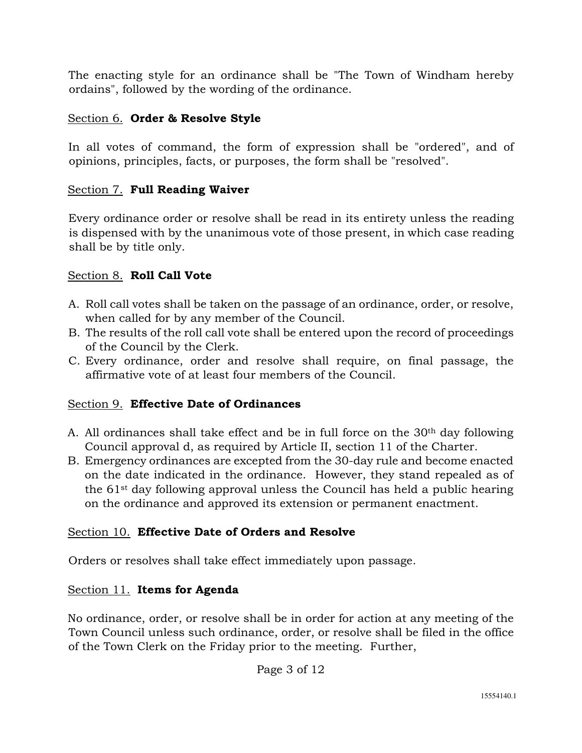The enacting style for an ordinance shall be "The Town of Windham hereby ordains", followed by the wording of the ordinance.

Section 6. **Order & Resolve Style**

In all votes of command, the form of expression shall be "ordered", and of opinions, principles, facts, or purposes, the form shall be "resolved".

Section 7. **Full Reading Waiver**

Every ordinance order or resolve shall be read in its entirety unless the reading is dispensed with by the unanimous vote of those present, in which case reading shall be by title only.

Section 8. **Roll Call Vote**

A. Roll call votes shall be taken on the passage of an ordinance, order, or resolve, when called for by any member of the Council.
B. The results of the roll call vote shall be entered upon the record of proceedings of the Council by the Clerk.
C. Every ordinance, order and resolve shall require, on final passage, the affirmative vote of at least four members of the Council.

Section 9. **Effective Date of Ordinances**

A. All ordinances shall take effect and be in full force on the 30th day following Council approval d, as required by Article II, section 11 of the Charter.
B. Emergency ordinances are excepted from the 30-day rule and become enacted on the date indicated in the ordinance. However, they stand repealed as of the 61st day following approval unless the Council has held a public hearing on the ordinance and approved its extension or permanent enactment.

Section 10. **Effective Date of Orders and Resolve**

Orders or resolves shall take effect immediately upon passage.

Section 11. **Items for Agenda**

No ordinance, order, or resolve shall be in order for action at any meeting of the Town Council unless such ordinance, order, or resolve shall be filed in the office of the Town Clerk on the Friday prior to the meeting. Further,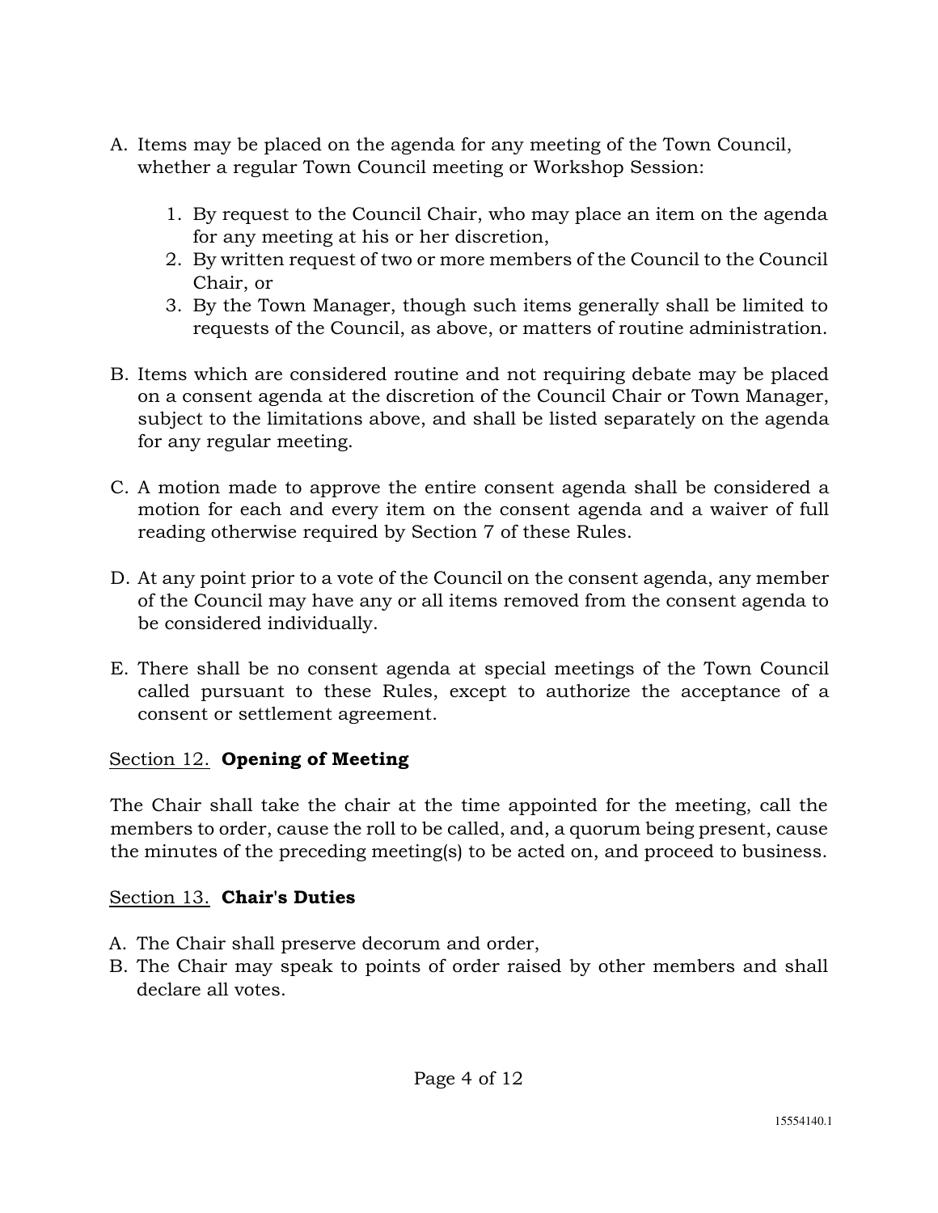A. Items may be placed on the agenda for any meeting of the Town Council, whether a regular Town Council meeting or Workshop Session:

    1. By request to the Council Chair, who may place an item on the agenda for any meeting at his or her discretion,
    2. By written request of two or more members of the Council to the Council Chair, or
    3. By the Town Manager, though such items generally shall be limited to requests of the Council, as above, or matters of routine administration.

B. Items which are considered routine and not requiring debate may be placed on a consent agenda at the discretion of the Council Chair or Town Manager, subject to the limitations above, and shall be listed separately on the agenda for any regular meeting.

C. A motion made to approve the entire consent agenda shall be considered a motion for each and every item on the consent agenda and a waiver of full reading otherwise required by Section 7 of these Rules.

D. At any point prior to a vote of the Council on the consent agenda, any member of the Council may have any or all items removed from the consent agenda to be considered individually.

E. There shall be no consent agenda at special meetings of the Town Council called pursuant to these Rules, except to authorize the acceptance of a consent or settlement agreement.

## Section 12. **Opening of Meeting**

The Chair shall take the chair at the time appointed for the meeting, call the members to order, cause the roll to be called, and, a quorum being present, cause the minutes of the preceding meeting(s) to be acted on, and proceed to business.

## Section 13. **Chair's Duties**

A. The Chair shall preserve decorum and order,
B. The Chair may speak to points of order raised by other members and shall declare all votes.

15554140.1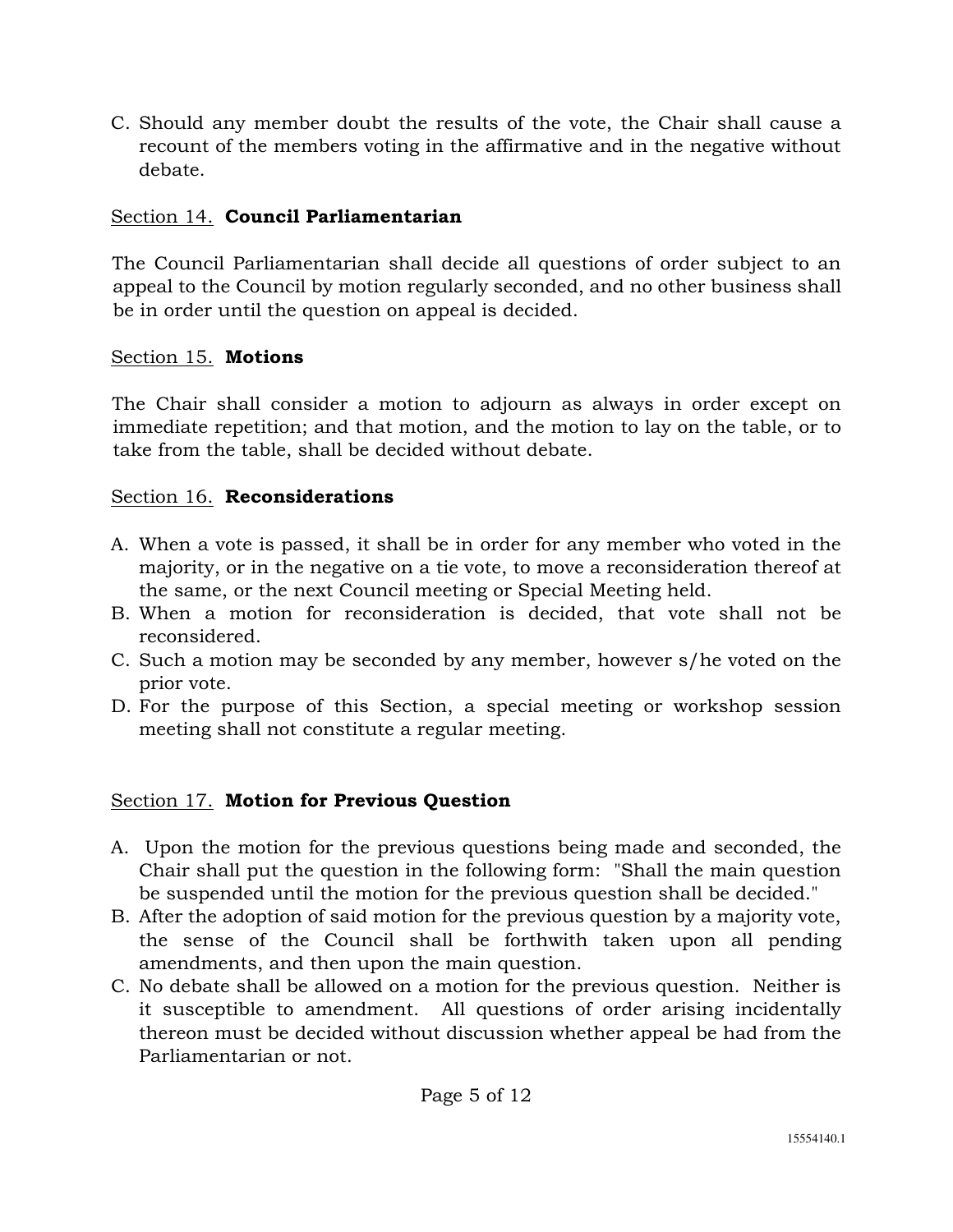C. Should any member doubt the results of the vote, the Chair shall cause a recount of the members voting in the affirmative and in the negative without debate.

Section 14. **Council Parliamentarian**

The Council Parliamentarian shall decide all questions of order subject to an appeal to the Council by motion regularly seconded, and no other business shall be in order until the question on appeal is decided.

Section 15. **Motions**

The Chair shall consider a motion to adjourn as always in order except on immediate repetition; and that motion, and the motion to lay on the table, or to take from the table, shall be decided without debate.

Section 16. **Reconsiderations**

A. When a vote is passed, it shall be in order for any member who voted in the majority, or in the negative on a tie vote, to move a reconsideration thereof at the same, or the next Council meeting or Special Meeting held.
B. When a motion for reconsideration is decided, that vote shall not be reconsidered.
C. Such a motion may be seconded by any member, however s/he voted on the prior vote.
D. For the purpose of this Section, a special meeting or workshop session meeting shall not constitute a regular meeting.

Section 17. **Motion for Previous Question**

A. Upon the motion for the previous questions being made and seconded, the Chair shall put the question in the following form: "Shall the main question be suspended until the motion for the previous question shall be decided."
B. After the adoption of said motion for the previous question by a majority vote, the sense of the Council shall be forthwith taken upon all pending amendments, and then upon the main question.
C. No debate shall be allowed on a motion for the previous question. Neither is it susceptible to amendment. All questions of order arising incidentally thereon must be decided without discussion whether appeal be had from the Parliamentarian or not.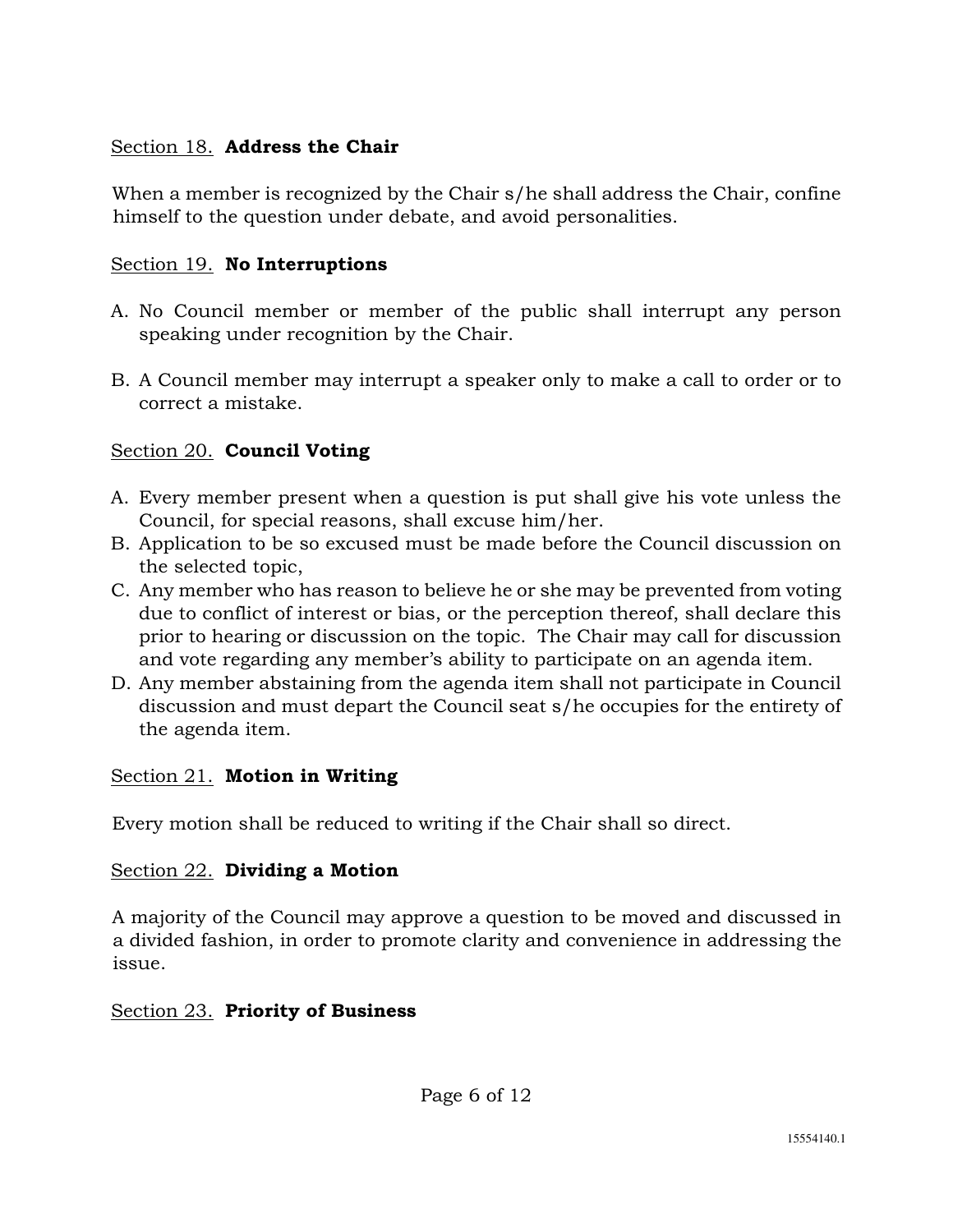Section 18. **Address the Chair**

When a member is recognized by the Chair s/he shall address the Chair, confine himself to the question under debate, and avoid personalities.

Section 19. **No Interruptions**

A. No Council member or member of the public shall interrupt any person speaking under recognition by the Chair.

B. A Council member may interrupt a speaker only to make a call to order or to correct a mistake.

Section 20. **Council Voting**

A. Every member present when a question is put shall give his vote unless the Council, for special reasons, shall excuse him/her.
B. Application to be so excused must be made before the Council discussion on the selected topic,
C. Any member who has reason to believe he or she may be prevented from voting due to conflict of interest or bias, or the perception thereof, shall declare this prior to hearing or discussion on the topic. The Chair may call for discussion and vote regarding any member's ability to participate on an agenda item.
D. Any member abstaining from the agenda item shall not participate in Council discussion and must depart the Council seat s/he occupies for the entirety of the agenda item.

Section 21. **Motion in Writing**

Every motion shall be reduced to writing if the Chair shall so direct.

Section 22. **Dividing a Motion**

A majority of the Council may approve a question to be moved and discussed in a divided fashion, in order to promote clarity and convenience in addressing the issue.

Section 23. **Priority of Business**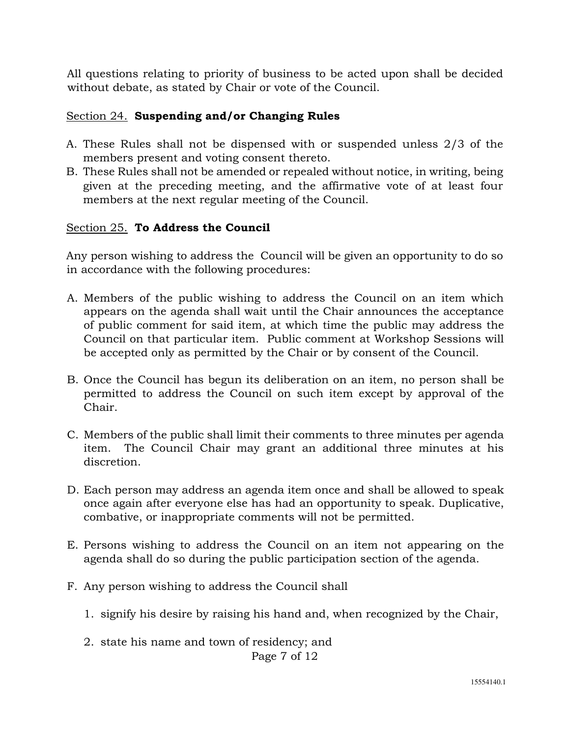All questions relating to priority of business to be acted upon shall be decided without debate, as stated by Chair or vote of the Council.

Section 24. **Suspending and/or Changing Rules**

A. These Rules shall not be dispensed with or suspended unless 2/3 of the members present and voting consent thereto.
B. These Rules shall not be amended or repealed without notice, in writing, being given at the preceding meeting, and the affirmative vote of at least four members at the next regular meeting of the Council.

Section 25. **To Address the Council**

Any person wishing to address the Council will be given an opportunity to do so in accordance with the following procedures:

A. Members of the public wishing to address the Council on an item which appears on the agenda shall wait until the Chair announces the acceptance of public comment for said item, at which time the public may address the Council on that particular item. Public comment at Workshop Sessions will be accepted only as permitted by the Chair or by consent of the Council.

B. Once the Council has begun its deliberation on an item, no person shall be permitted to address the Council on such item except by approval of the Chair.

C. Members of the public shall limit their comments to three minutes per agenda item. The Council Chair may grant an additional three minutes at his discretion.

D. Each person may address an agenda item once and shall be allowed to speak once again after everyone else has had an opportunity to speak. Duplicative, combative, or inappropriate comments will not be permitted.

E. Persons wishing to address the Council on an item not appearing on the agenda shall do so during the public participation section of the agenda.

F. Any person wishing to address the Council shall

   1. signify his desire by raising his hand and, when recognized by the Chair,

   2. state his name and town of residency; and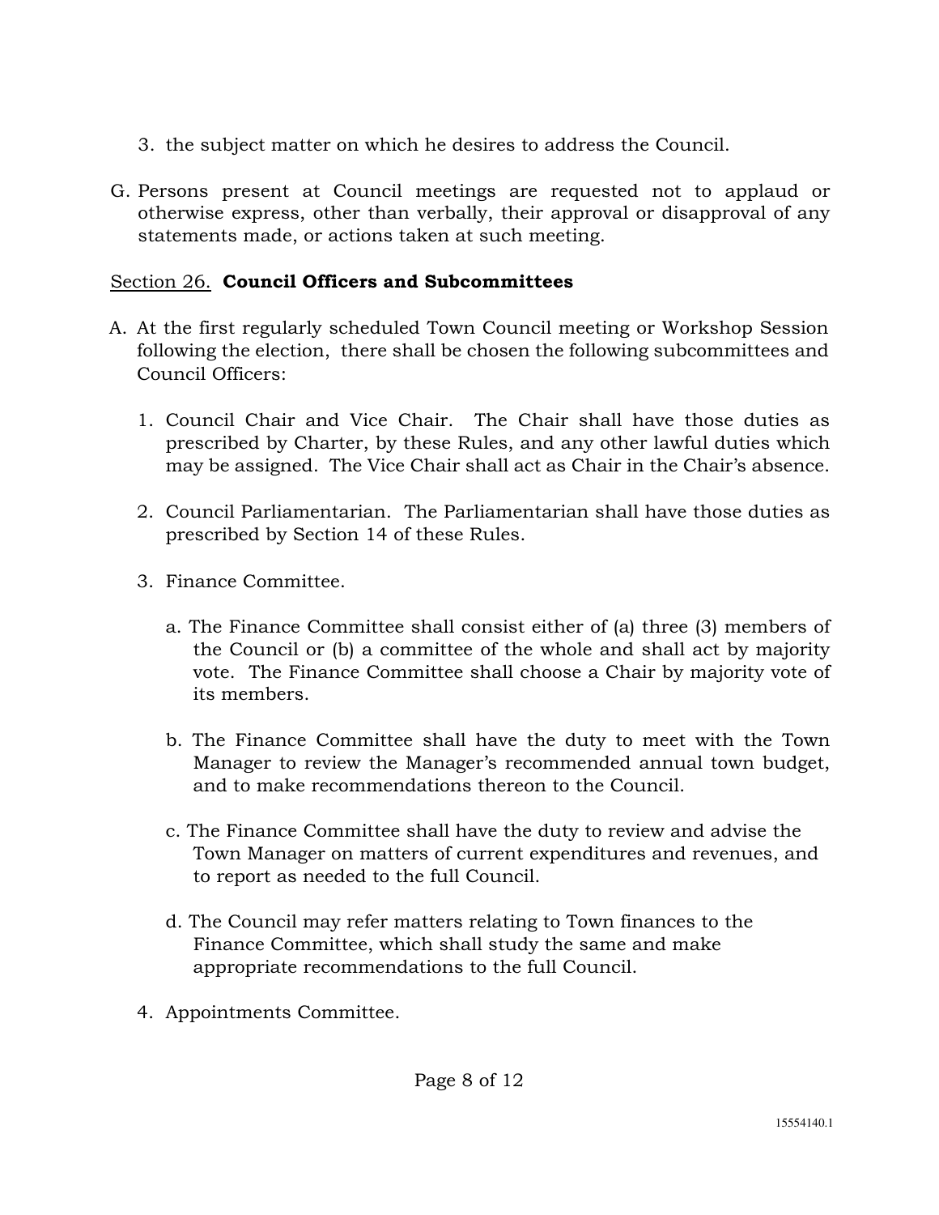3. the subject matter on which he desires to address the Council.

G. Persons present at Council meetings are requested not to applaud or otherwise express, other than verbally, their approval or disapproval of any statements made, or actions taken at such meeting.

<u>Section 26.</u> **Council Officers and Subcommittees**

A. At the first regularly scheduled Town Council meeting or Workshop Session following the election, there shall be chosen the following subcommittees and Council Officers:

   1. Council Chair and Vice Chair. The Chair shall have those duties as prescribed by Charter, by these Rules, and any other lawful duties which may be assigned. The Vice Chair shall act as Chair in the Chair's absence.

   2. Council Parliamentarian. The Parliamentarian shall have those duties as prescribed by Section 14 of these Rules.

   3. Finance Committee.

      a. The Finance Committee shall consist either of (a) three (3) members of the Council or (b) a committee of the whole and shall act by majority vote. The Finance Committee shall choose a Chair by majority vote of its members.

      b. The Finance Committee shall have the duty to meet with the Town Manager to review the Manager's recommended annual town budget, and to make recommendations thereon to the Council.

      c. The Finance Committee shall have the duty to review and advise the Town Manager on matters of current expenditures and revenues, and to report as needed to the full Council.

      d. The Council may refer matters relating to Town finances to the Finance Committee, which shall study the same and make appropriate recommendations to the full Council.

   4. Appointments Committee.

15554140.1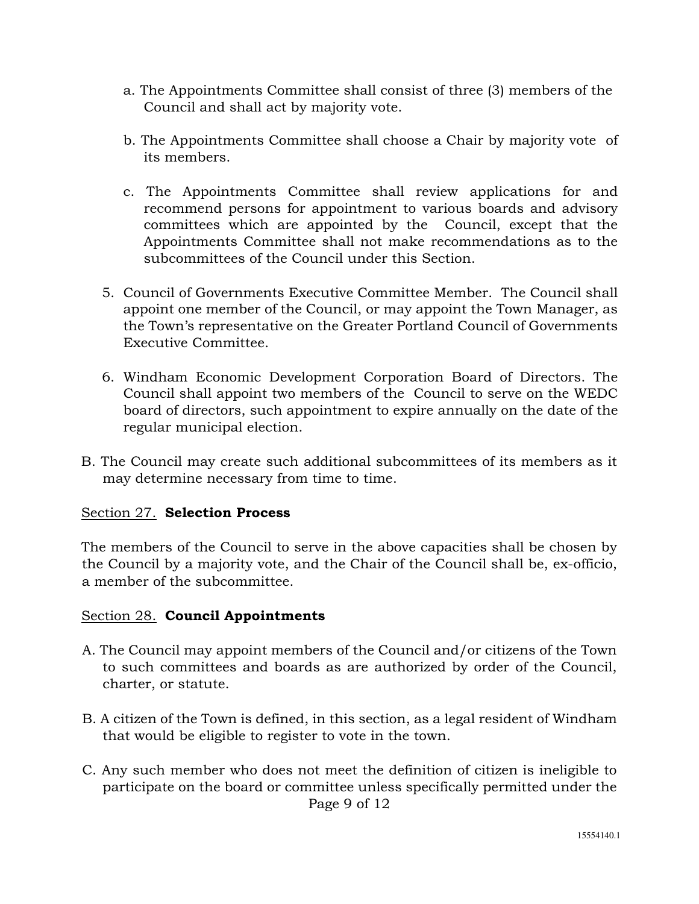a. The Appointments Committee shall consist of three (3) members of the Council and shall act by majority vote.

b. The Appointments Committee shall choose a Chair by majority vote of its members.

c. The Appointments Committee shall review applications for and recommend persons for appointment to various boards and advisory committees which are appointed by the Council, except that the Appointments Committee shall not make recommendations as to the subcommittees of the Council under this Section.

5. Council of Governments Executive Committee Member. The Council shall appoint one member of the Council, or may appoint the Town Manager, as the Town's representative on the Greater Portland Council of Governments Executive Committee.

6. Windham Economic Development Corporation Board of Directors. The Council shall appoint two members of the Council to serve on the WEDC board of directors, such appointment to expire annually on the date of the regular municipal election.

B. The Council may create such additional subcommittees of its members as it may determine necessary from time to time.

Section 27. **Selection Process**

The members of the Council to serve in the above capacities shall be chosen by the Council by a majority vote, and the Chair of the Council shall be, ex-officio, a member of the subcommittee.

Section 28. **Council Appointments**

A. The Council may appoint members of the Council and/or citizens of the Town to such committees and boards as are authorized by order of the Council, charter, or statute.

B. A citizen of the Town is defined, in this section, as a legal resident of Windham that would be eligible to register to vote in the town.

C. Any such member who does not meet the definition of citizen is ineligible to participate on the board or committee unless specifically permitted under the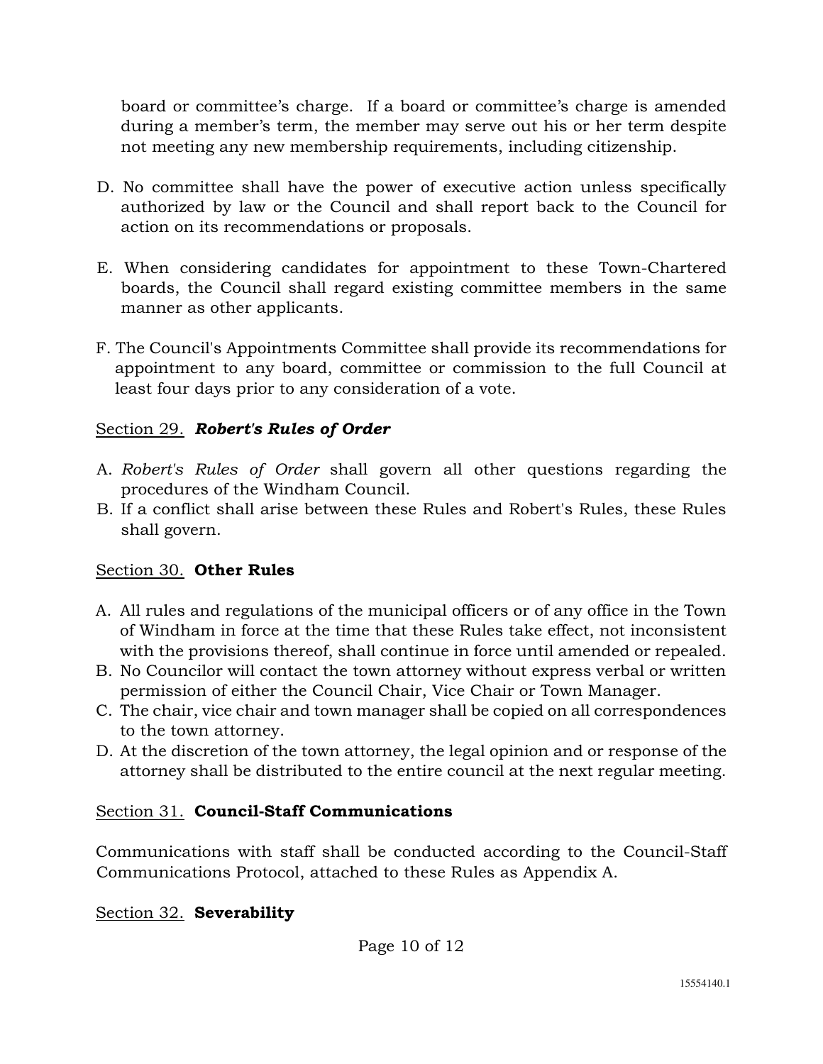board or committee's charge. If a board or committee's charge is amended during a member's term, the member may serve out his or her term despite not meeting any new membership requirements, including citizenship.

D. No committee shall have the power of executive action unless specifically authorized by law or the Council and shall report back to the Council for action on its recommendations or proposals.

E. When considering candidates for appointment to these Town-Chartered boards, the Council shall regard existing committee members in the same manner as other applicants.

F. The Council's Appointments Committee shall provide its recommendations for appointment to any board, committee or commission to the full Council at least four days prior to any consideration of a vote.

<u>Section 29.</u> ***Robert's Rules of Order***

A. *Robert's Rules of Order* shall govern all other questions regarding the procedures of the Windham Council.
B. If a conflict shall arise between these Rules and Robert's Rules, these Rules shall govern.

<u>Section 30.</u> **Other Rules**

A. All rules and regulations of the municipal officers or of any office in the Town of Windham in force at the time that these Rules take effect, not inconsistent with the provisions thereof, shall continue in force until amended or repealed.
B. No Councilor will contact the town attorney without express verbal or written permission of either the Council Chair, Vice Chair or Town Manager.
C. The chair, vice chair and town manager shall be copied on all correspondences to the town attorney.
D. At the discretion of the town attorney, the legal opinion and or response of the attorney shall be distributed to the entire council at the next regular meeting.

<u>Section 31.</u> **Council-Staff Communications**

Communications with staff shall be conducted according to the Council-Staff Communications Protocol, attached to these Rules as Appendix A.

<u>Section 32.</u> **Severability**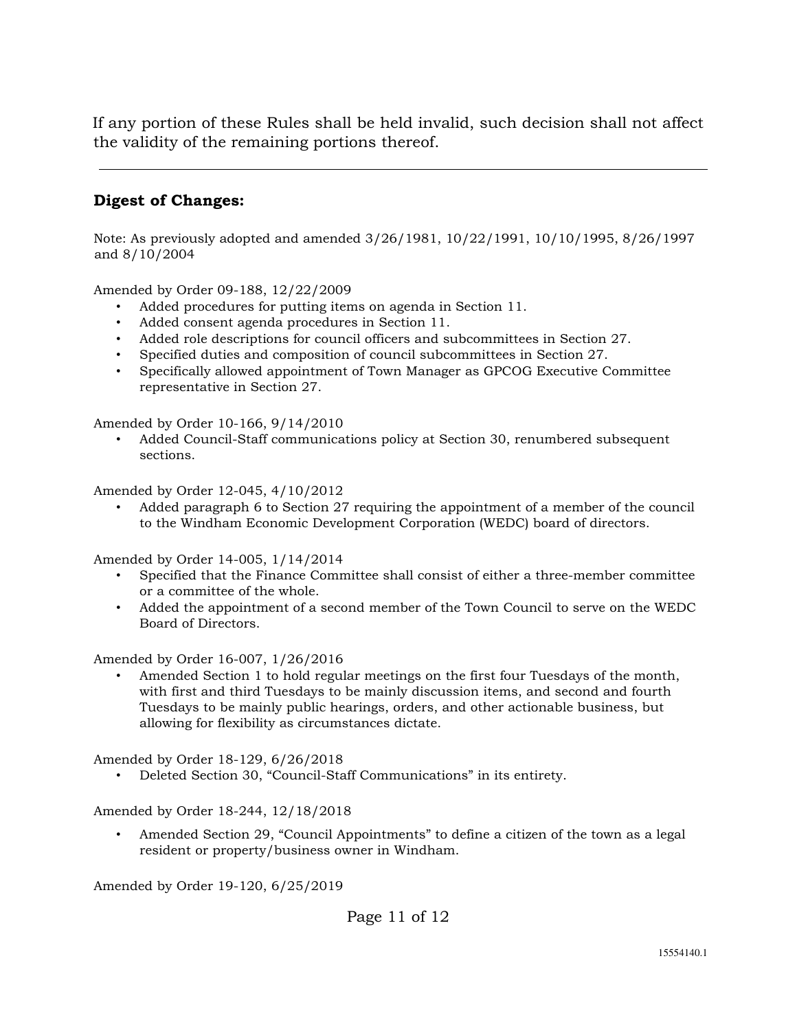If any portion of these Rules shall be held invalid, such decision shall not affect the validity of the remaining portions thereof.

---

## Digest of Changes:

Note: As previously adopted and amended 3/26/1981, 10/22/1991, 10/10/1995, 8/26/1997 and 8/10/2004

Amended by Order 09-188, 12/22/2009

- Added procedures for putting items on agenda in Section 11.
- Added consent agenda procedures in Section 11.
- Added role descriptions for council officers and subcommittees in Section 27.
- Specified duties and composition of council subcommittees in Section 27.
- Specifically allowed appointment of Town Manager as GPCOG Executive Committee representative in Section 27.

Amended by Order 10-166, 9/14/2010

- Added Council-Staff communications policy at Section 30, renumbered subsequent sections.

Amended by Order 12-045, 4/10/2012

- Added paragraph 6 to Section 27 requiring the appointment of a member of the council to the Windham Economic Development Corporation (WEDC) board of directors.

Amended by Order 14-005, 1/14/2014

- Specified that the Finance Committee shall consist of either a three-member committee or a committee of the whole.
- Added the appointment of a second member of the Town Council to serve on the WEDC Board of Directors.

Amended by Order 16-007, 1/26/2016

- Amended Section 1 to hold regular meetings on the first four Tuesdays of the month, with first and third Tuesdays to be mainly discussion items, and second and fourth Tuesdays to be mainly public hearings, orders, and other actionable business, but allowing for flexibility as circumstances dictate.

Amended by Order 18-129, 6/26/2018

- Deleted Section 30, "Council-Staff Communications" in its entirety.

Amended by Order 18-244, 12/18/2018

- Amended Section 29, "Council Appointments" to define a citizen of the town as a legal resident or property/business owner in Windham.

Amended by Order 19-120, 6/25/2019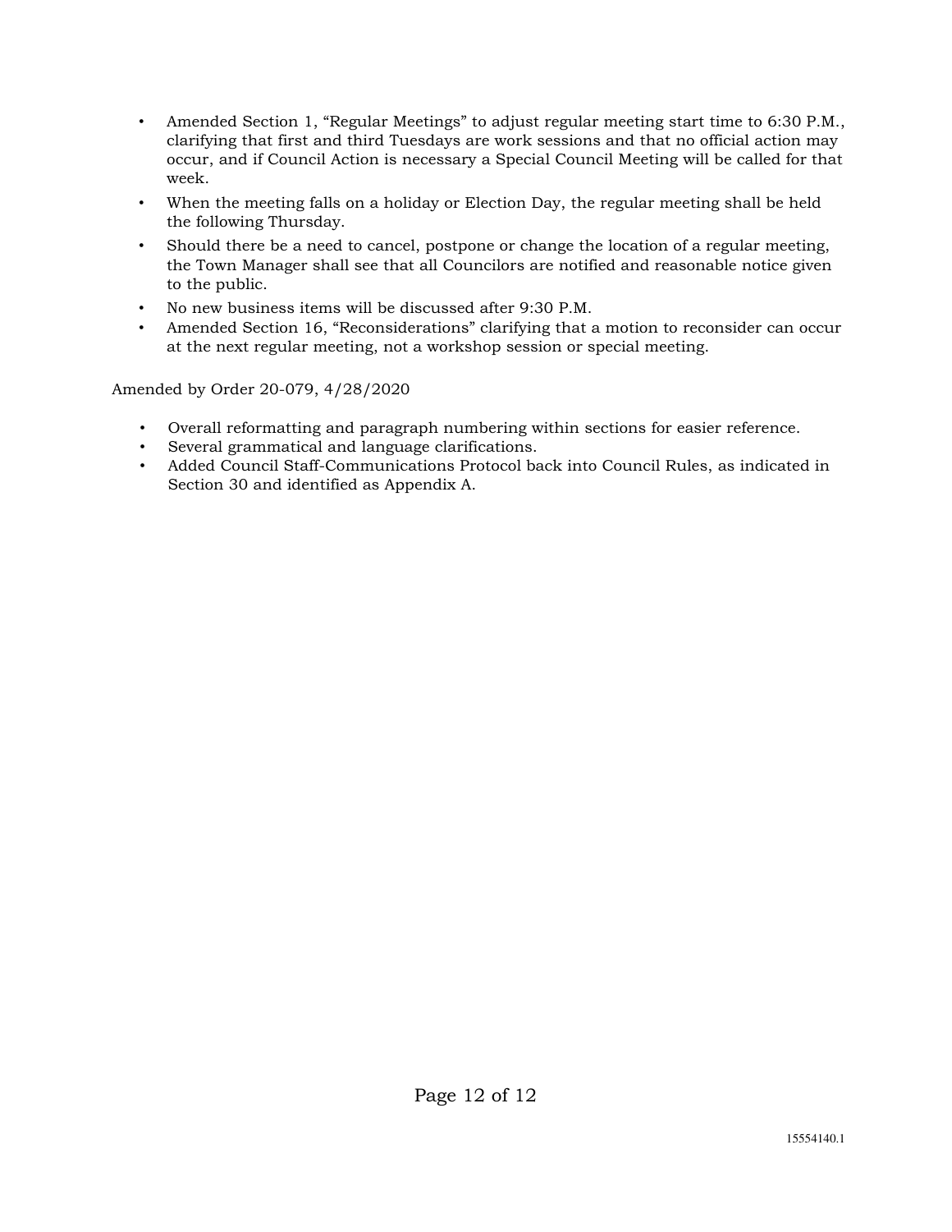- Amended Section 1, "Regular Meetings" to adjust regular meeting start time to 6:30 P.M., clarifying that first and third Tuesdays are work sessions and that no official action may occur, and if Council Action is necessary a Special Council Meeting will be called for that week.
- When the meeting falls on a holiday or Election Day, the regular meeting shall be held the following Thursday.
- Should there be a need to cancel, postpone or change the location of a regular meeting, the Town Manager shall see that all Councilors are notified and reasonable notice given to the public.
- No new business items will be discussed after 9:30 P.M.
- Amended Section 16, "Reconsiderations" clarifying that a motion to reconsider can occur at the next regular meeting, not a workshop session or special meeting.

Amended by Order 20-079, 4/28/2020

- Overall reformatting and paragraph numbering within sections for easier reference.
- Several grammatical and language clarifications.
- Added Council Staff-Communications Protocol back into Council Rules, as indicated in Section 30 and identified as Appendix A.

15554140.1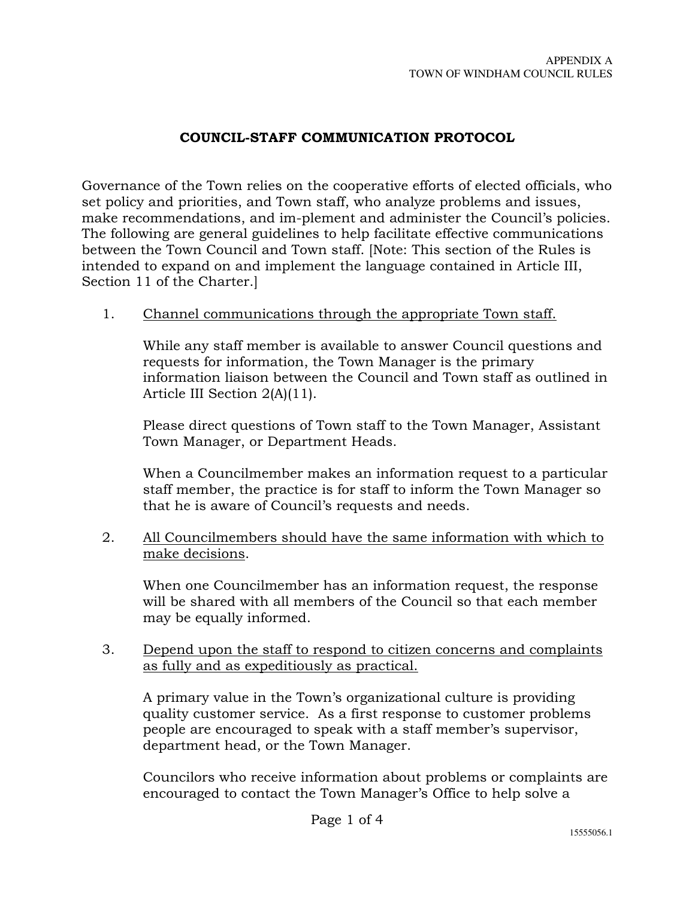APPENDIX A
TOWN OF WINDHAM COUNCIL RULES

## COUNCIL-STAFF COMMUNICATION PROTOCOL

Governance of the Town relies on the cooperative efforts of elected officials, who set policy and priorities, and Town staff, who analyze problems and issues, make recommendations, and im-plement and administer the Council's policies. The following are general guidelines to help facilitate effective communications between the Town Council and Town staff. [Note: This section of the Rules is intended to expand on and implement the language contained in Article III, Section 11 of the Charter.]

1. <u>Channel communications through the appropriate Town staff.</u>

   While any staff member is available to answer Council questions and requests for information, the Town Manager is the primary information liaison between the Council and Town staff as outlined in Article III Section 2(A)(11).

   Please direct questions of Town staff to the Town Manager, Assistant Town Manager, or Department Heads.

   When a Councilmember makes an information request to a particular staff member, the practice is for staff to inform the Town Manager so that he is aware of Council's requests and needs.

2. <u>All Councilmembers should have the same information with which to make decisions</u>.

   When one Councilmember has an information request, the response will be shared with all members of the Council so that each member may be equally informed.

3. <u>Depend upon the staff to respond to citizen concerns and complaints as fully and as expeditiously as practical.</u>

   A primary value in the Town's organizational culture is providing quality customer service. As a first response to customer problems people are encouraged to speak with a staff member's supervisor, department head, or the Town Manager.

   Councilors who receive information about problems or complaints are encouraged to contact the Town Manager's Office to help solve a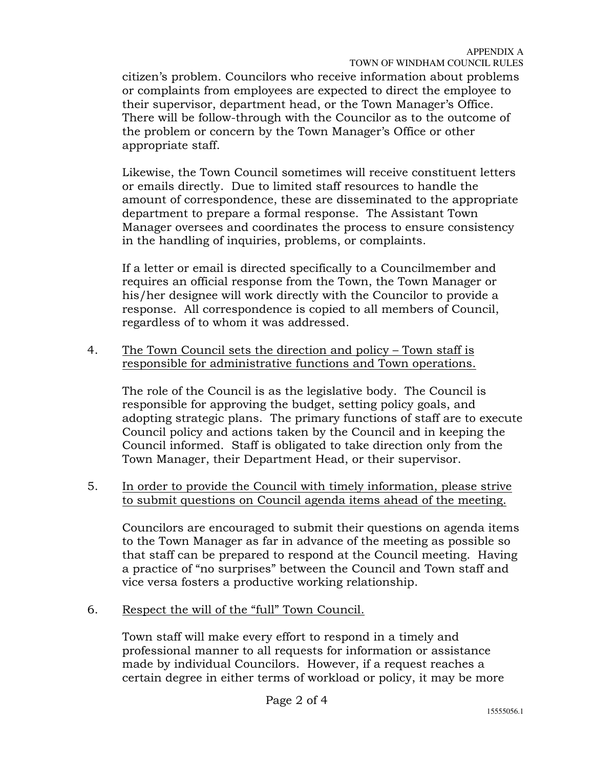citizen's problem. Councilors who receive information about problems or complaints from employees are expected to direct the employee to their supervisor, department head, or the Town Manager's Office. There will be follow-through with the Councilor as to the outcome of the problem or concern by the Town Manager's Office or other appropriate staff.

Likewise, the Town Council sometimes will receive constituent letters or emails directly. Due to limited staff resources to handle the amount of correspondence, these are disseminated to the appropriate department to prepare a formal response. The Assistant Town Manager oversees and coordinates the process to ensure consistency in the handling of inquiries, problems, or complaints.

If a letter or email is directed specifically to a Councilmember and requires an official response from the Town, the Town Manager or his/her designee will work directly with the Councilor to provide a response. All correspondence is copied to all members of Council, regardless of to whom it was addressed.

4. <u>The Town Council sets the direction and policy – Town staff is responsible for administrative functions and Town operations.</u>

   The role of the Council is as the legislative body. The Council is responsible for approving the budget, setting policy goals, and adopting strategic plans. The primary functions of staff are to execute Council policy and actions taken by the Council and in keeping the Council informed. Staff is obligated to take direction only from the Town Manager, their Department Head, or their supervisor.

5. <u>In order to provide the Council with timely information, please strive to submit questions on Council agenda items ahead of the meeting.</u>

   Councilors are encouraged to submit their questions on agenda items to the Town Manager as far in advance of the meeting as possible so that staff can be prepared to respond at the Council meeting. Having a practice of "no surprises" between the Council and Town staff and vice versa fosters a productive working relationship.

6. <u>Respect the will of the "full" Town Council.</u>

   Town staff will make every effort to respond in a timely and professional manner to all requests for information or assistance made by individual Councilors. However, if a request reaches a certain degree in either terms of workload or policy, it may be more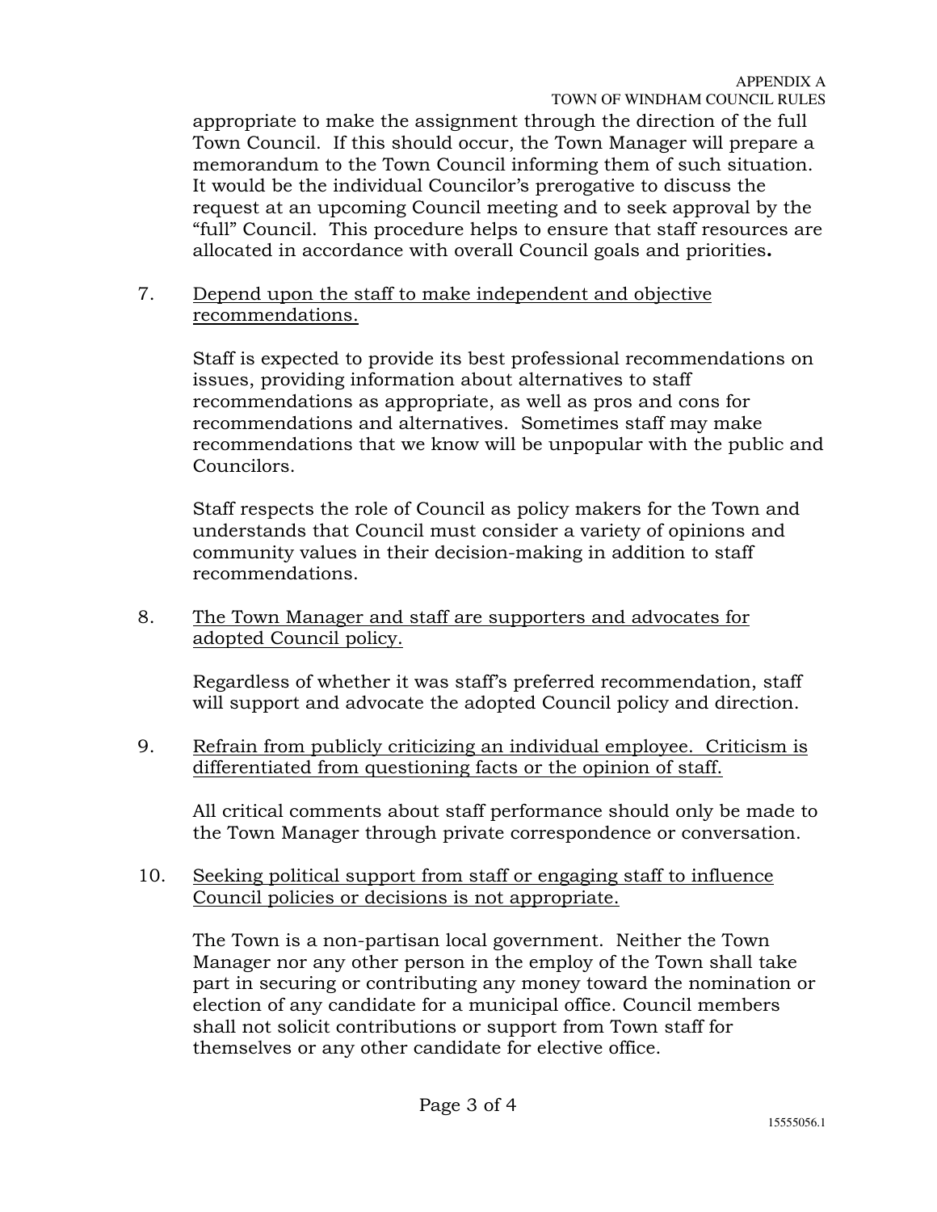appropriate to make the assignment through the direction of the full Town Council. If this should occur, the Town Manager will prepare a memorandum to the Town Council informing them of such situation. It would be the individual Councilor's prerogative to discuss the request at an upcoming Council meeting and to seek approval by the "full" Council. This procedure helps to ensure that staff resources are allocated in accordance with overall Council goals and priorities**.**

7. <u>Depend upon the staff to make independent and objective recommendations.</u>

   Staff is expected to provide its best professional recommendations on issues, providing information about alternatives to staff recommendations as appropriate, as well as pros and cons for recommendations and alternatives. Sometimes staff may make recommendations that we know will be unpopular with the public and Councilors.

   Staff respects the role of Council as policy makers for the Town and understands that Council must consider a variety of opinions and community values in their decision-making in addition to staff recommendations.

8. <u>The Town Manager and staff are supporters and advocates for adopted Council policy.</u>

   Regardless of whether it was staff's preferred recommendation, staff will support and advocate the adopted Council policy and direction.

9. <u>Refrain from publicly criticizing an individual employee. Criticism is differentiated from questioning facts or the opinion of staff.</u>

   All critical comments about staff performance should only be made to the Town Manager through private correspondence or conversation.

10. <u>Seeking political support from staff or engaging staff to influence Council policies or decisions is not appropriate.</u>

    The Town is a non-partisan local government. Neither the Town Manager nor any other person in the employ of the Town shall take part in securing or contributing any money toward the nomination or election of any candidate for a municipal office. Council members shall not solicit contributions or support from Town staff for themselves or any other candidate for elective office.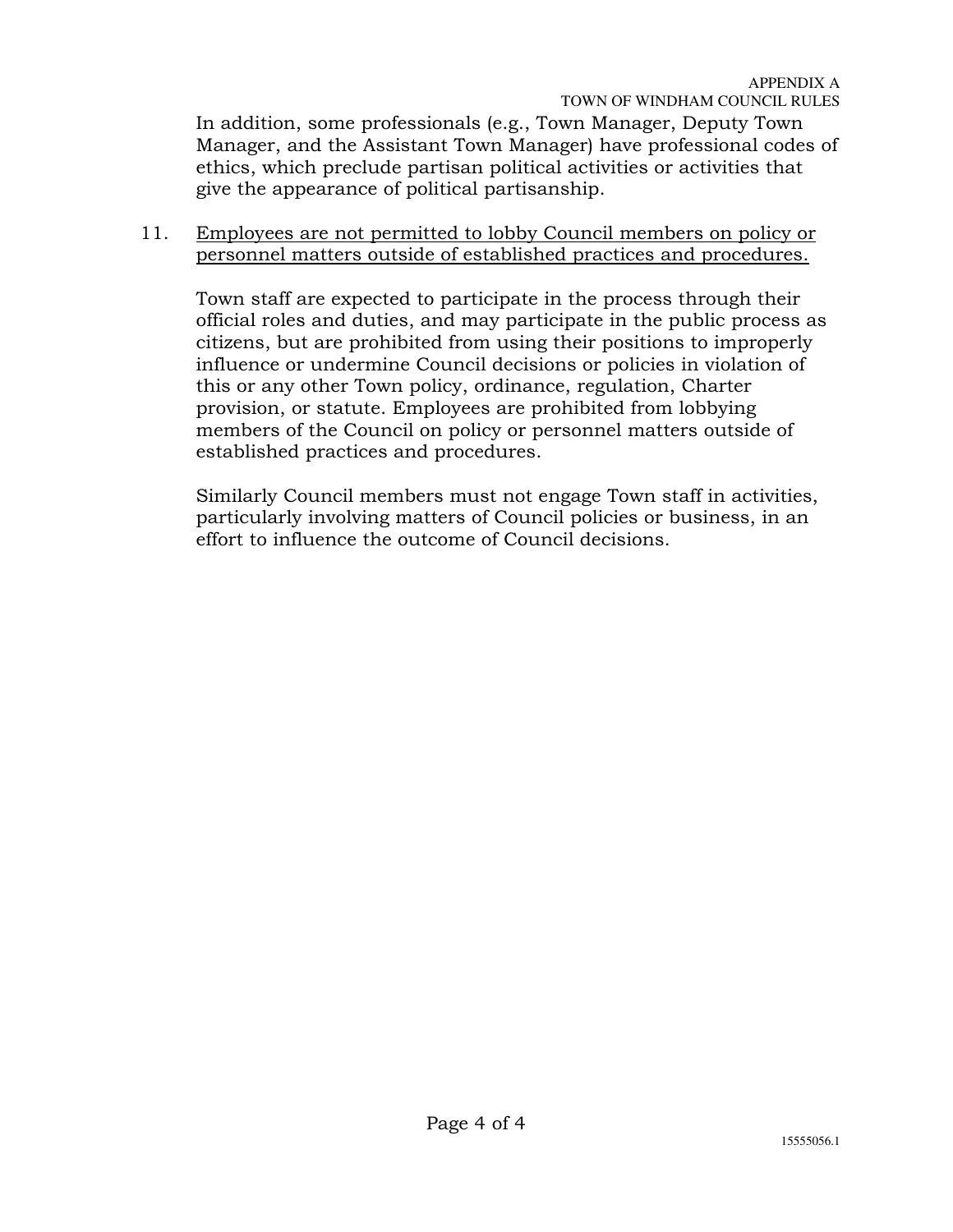In addition, some professionals (e.g., Town Manager, Deputy Town Manager, and the Assistant Town Manager) have professional codes of ethics, which preclude partisan political activities or activities that give the appearance of political partisanship.

11. <u>Employees are not permitted to lobby Council members on policy or personnel matters outside of established practices and procedures.</u>

    Town staff are expected to participate in the process through their official roles and duties, and may participate in the public process as citizens, but are prohibited from using their positions to improperly influence or undermine Council decisions or policies in violation of this or any other Town policy, ordinance, regulation, Charter provision, or statute. Employees are prohibited from lobbying members of the Council on policy or personnel matters outside of established practices and procedures.

    Similarly Council members must not engage Town staff in activities, particularly involving matters of Council policies or business, in an effort to influence the outcome of Council decisions.